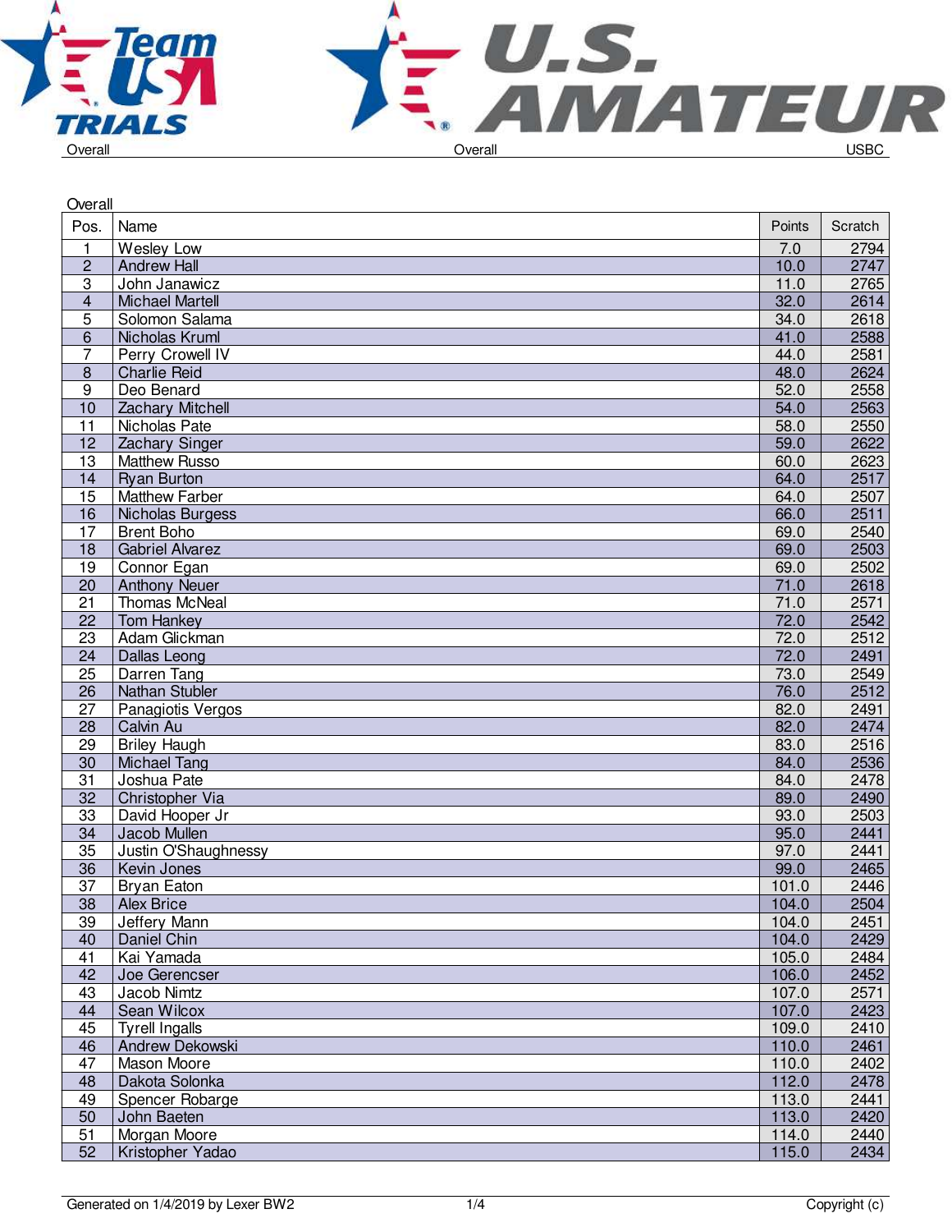Overall

| Pos. | Name | Points | Scratch |
|---|---|---|---|
| 1 | Wesley Low | 7.0 | 2794 |
| 2 | Andrew Hall | 10.0 | 2747 |
| 3 | John Janawicz | 11.0 | 2765 |
| 4 | Michael Martell | 32.0 | 2614 |
| 5 | Solomon Salama | 34.0 | 2618 |
| 6 | Nicholas Kruml | 41.0 | 2588 |
| 7 | Perry Crowell IV | 44.0 | 2581 |
| 8 | Charlie Reid | 48.0 | 2624 |
| 9 | Deo Benard | 52.0 | 2558 |
| 10 | Zachary Mitchell | 54.0 | 2563 |
| 11 | Nicholas Pate | 58.0 | 2550 |
| 12 | Zachary Singer | 59.0 | 2622 |
| 13 | Matthew Russo | 60.0 | 2623 |
| 14 | Ryan Burton | 64.0 | 2517 |
| 15 | Matthew Farber | 64.0 | 2507 |
| 16 | Nicholas Burgess | 66.0 | 2511 |
| 17 | Brent Boho | 69.0 | 2540 |
| 18 | Gabriel Alvarez | 69.0 | 2503 |
| 19 | Connor Egan | 69.0 | 2502 |
| 20 | Anthony Neuer | 71.0 | 2618 |
| 21 | Thomas McNeal | 71.0 | 2571 |
| 22 | Tom Hankey | 72.0 | 2542 |
| 23 | Adam Glickman | 72.0 | 2512 |
| 24 | Dallas Leong | 72.0 | 2491 |
| 25 | Darren Tang | 73.0 | 2549 |
| 26 | Nathan Stubler | 76.0 | 2512 |
| 27 | Panagiotis Vergos | 82.0 | 2491 |
| 28 | Calvin Au | 82.0 | 2474 |
| 29 | Briley Haugh | 83.0 | 2516 |
| 30 | Michael Tang | 84.0 | 2536 |
| 31 | Joshua Pate | 84.0 | 2478 |
| 32 | Christopher Via | 89.0 | 2490 |
| 33 | David Hooper Jr | 93.0 | 2503 |
| 34 | Jacob Mullen | 95.0 | 2441 |
| 35 | Justin O'Shaughnessy | 97.0 | 2441 |
| 36 | Kevin Jones | 99.0 | 2465 |
| 37 | Bryan Eaton | 101.0 | 2446 |
| 38 | Alex Brice | 104.0 | 2504 |
| 39 | Jeffery Mann | 104.0 | 2451 |
| 40 | Daniel Chin | 104.0 | 2429 |
| 41 | Kai Yamada | 105.0 | 2484 |
| 42 | Joe Gerencser | 106.0 | 2452 |
| 43 | Jacob Nimtz | 107.0 | 2571 |
| 44 | Sean Wilcox | 107.0 | 2423 |
| 45 | Tyrell Ingalls | 109.0 | 2410 |
| 46 | Andrew Dekowski | 110.0 | 2461 |
| 47 | Mason Moore | 110.0 | 2402 |
| 48 | Dakota Solonka | 112.0 | 2478 |
| 49 | Spencer Robarge | 113.0 | 2441 |
| 50 | John Baeten | 113.0 | 2420 |
| 51 | Morgan Moore | 114.0 | 2440 |
| 52 | Kristopher Yadao | 115.0 | 2434 |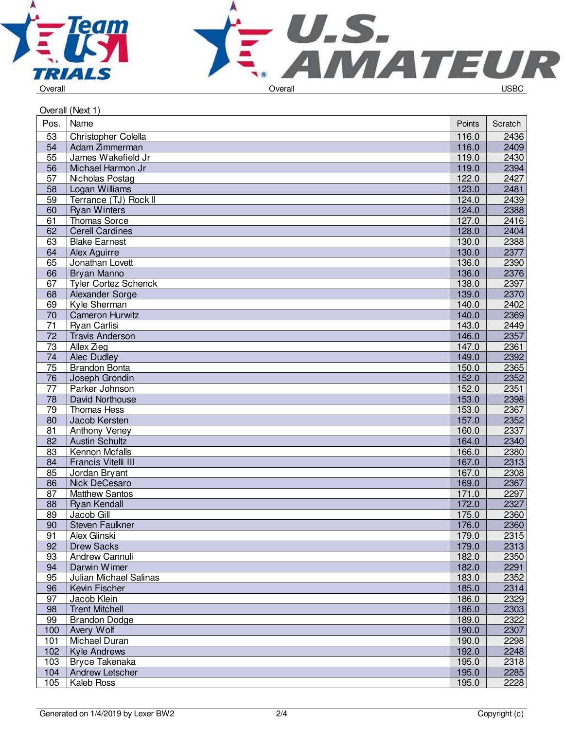Overall — Overall — USBC

Overall (Next 1)

| Pos. | Name | Points | Scratch |
|---|---|---|---|
| 53 | Christopher Colella | 116.0 | 2436 |
| 54 | Adam Zimmerman | 116.0 | 2409 |
| 55 | James Wakefield Jr | 119.0 | 2430 |
| 56 | Michael Harmon Jr | 119.0 | 2394 |
| 57 | Nicholas Postag | 122.0 | 2427 |
| 58 | Logan Williams | 123.0 | 2481 |
| 59 | Terrance (TJ) Rock II | 124.0 | 2439 |
| 60 | Ryan Winters | 124.0 | 2388 |
| 61 | Thomas Sorce | 127.0 | 2416 |
| 62 | Cerell Cardines | 128.0 | 2404 |
| 63 | Blake Earnest | 130.0 | 2388 |
| 64 | Alex Aguirre | 130.0 | 2377 |
| 65 | Jonathan Lovett | 136.0 | 2390 |
| 66 | Bryan Manno | 136.0 | 2376 |
| 67 | Tyler Cortez Schenck | 138.0 | 2397 |
| 68 | Alexander Sorge | 139.0 | 2370 |
| 69 | Kyle Sherman | 140.0 | 2402 |
| 70 | Cameron Hurwitz | 140.0 | 2369 |
| 71 | Ryan Carlisi | 143.0 | 2449 |
| 72 | Travis Anderson | 146.0 | 2357 |
| 73 | Allex Zieg | 147.0 | 2361 |
| 74 | Alec Dudley | 149.0 | 2392 |
| 75 | Brandon Bonta | 150.0 | 2365 |
| 76 | Joseph Grondin | 152.0 | 2352 |
| 77 | Parker Johnson | 152.0 | 2351 |
| 78 | David Northouse | 153.0 | 2398 |
| 79 | Thomas Hess | 153.0 | 2367 |
| 80 | Jacob Kersten | 157.0 | 2352 |
| 81 | Anthony Veney | 160.0 | 2337 |
| 82 | Austin Schultz | 164.0 | 2340 |
| 83 | Kennon Mcfalls | 166.0 | 2380 |
| 84 | Francis Vitelli III | 167.0 | 2313 |
| 85 | Jordan Bryant | 167.0 | 2308 |
| 86 | Nick DeCesaro | 169.0 | 2367 |
| 87 | Matthew Santos | 171.0 | 2297 |
| 88 | Ryan Kendall | 172.0 | 2327 |
| 89 | Jacob Gill | 175.0 | 2360 |
| 90 | Steven Faulkner | 176.0 | 2360 |
| 91 | Alex Glinski | 179.0 | 2315 |
| 92 | Drew Sacks | 179.0 | 2313 |
| 93 | Andrew Cannuli | 182.0 | 2350 |
| 94 | Darwin Wimer | 182.0 | 2291 |
| 95 | Julian Michael Salinas | 183.0 | 2352 |
| 96 | Kevin Fischer | 185.0 | 2314 |
| 97 | Jacob Klein | 186.0 | 2329 |
| 98 | Trent Mitchell | 186.0 | 2303 |
| 99 | Brandon Dodge | 189.0 | 2322 |
| 100 | Avery Wolf | 190.0 | 2307 |
| 101 | Michael Duran | 190.0 | 2298 |
| 102 | Kyle Andrews | 192.0 | 2248 |
| 103 | Bryce Takenaka | 195.0 | 2318 |
| 104 | Andrew Letscher | 195.0 | 2285 |
| 105 | Kaleb Ross | 195.0 | 2228 |

Generated on 1/4/2019 by Lexer BW2 — Copyright (c)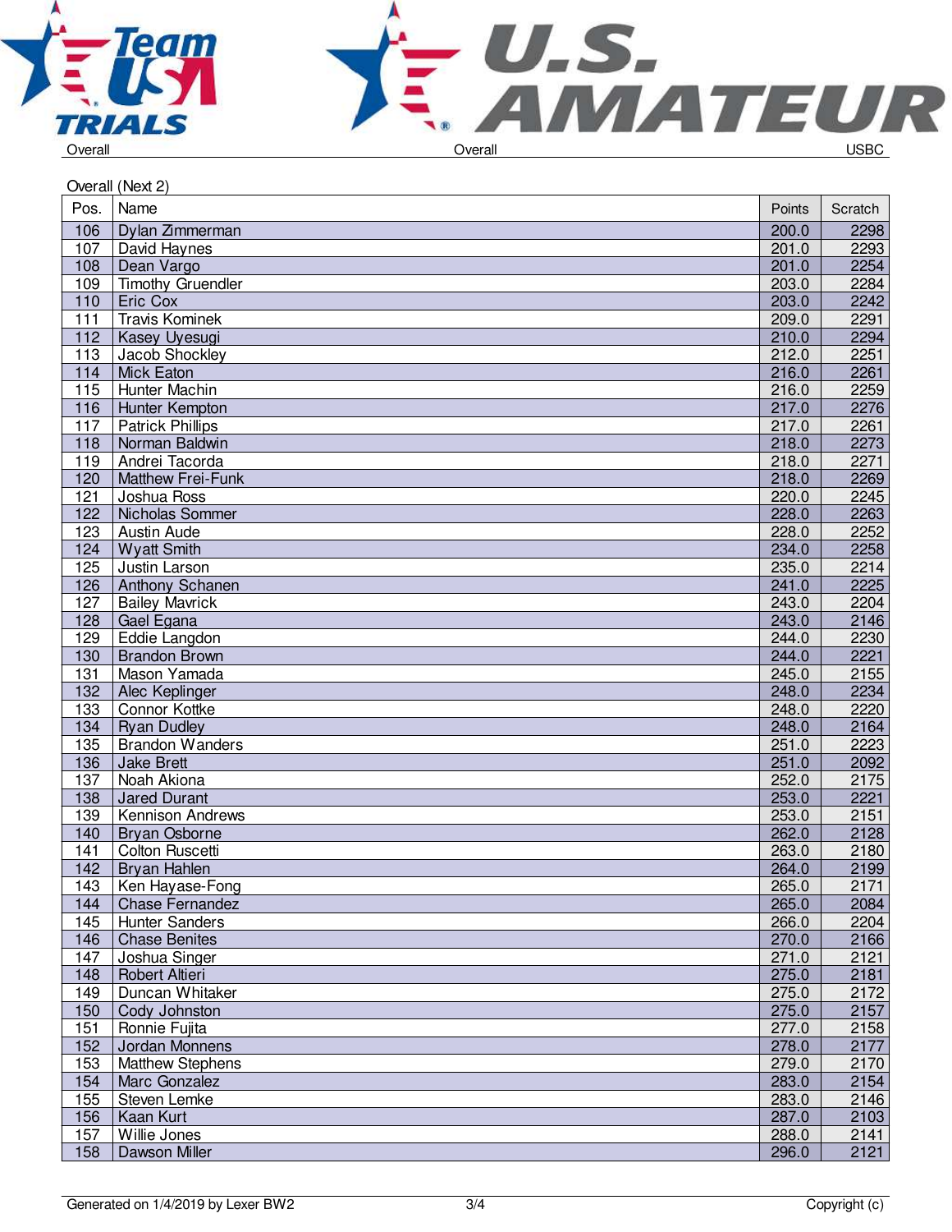Overall | Overall | USBC

Overall (Next 2)

| Pos. | Name | Points | Scratch |
|---|---|---|---|
| 106 | Dylan Zimmerman | 200.0 | 2298 |
| 107 | David Haynes | 201.0 | 2293 |
| 108 | Dean Vargo | 201.0 | 2254 |
| 109 | Timothy Gruendler | 203.0 | 2284 |
| 110 | Eric Cox | 203.0 | 2242 |
| 111 | Travis Kominek | 209.0 | 2291 |
| 112 | Kasey Uyesugi | 210.0 | 2294 |
| 113 | Jacob Shockley | 212.0 | 2251 |
| 114 | Mick Eaton | 216.0 | 2261 |
| 115 | Hunter Machin | 216.0 | 2259 |
| 116 | Hunter Kempton | 217.0 | 2276 |
| 117 | Patrick Phillips | 217.0 | 2261 |
| 118 | Norman Baldwin | 218.0 | 2273 |
| 119 | Andrei Tacorda | 218.0 | 2271 |
| 120 | Matthew Frei-Funk | 218.0 | 2269 |
| 121 | Joshua Ross | 220.0 | 2245 |
| 122 | Nicholas Sommer | 228.0 | 2263 |
| 123 | Austin Aude | 228.0 | 2252 |
| 124 | Wyatt Smith | 234.0 | 2258 |
| 125 | Justin Larson | 235.0 | 2214 |
| 126 | Anthony Schanen | 241.0 | 2225 |
| 127 | Bailey Mavrick | 243.0 | 2204 |
| 128 | Gael Egana | 243.0 | 2146 |
| 129 | Eddie Langdon | 244.0 | 2230 |
| 130 | Brandon Brown | 244.0 | 2221 |
| 131 | Mason Yamada | 245.0 | 2155 |
| 132 | Alec Keplinger | 248.0 | 2234 |
| 133 | Connor Kottke | 248.0 | 2220 |
| 134 | Ryan Dudley | 248.0 | 2164 |
| 135 | Brandon Wanders | 251.0 | 2223 |
| 136 | Jake Brett | 251.0 | 2092 |
| 137 | Noah Akiona | 252.0 | 2175 |
| 138 | Jared Durant | 253.0 | 2221 |
| 139 | Kennison Andrews | 253.0 | 2151 |
| 140 | Bryan Osborne | 262.0 | 2128 |
| 141 | Colton Ruscetti | 263.0 | 2180 |
| 142 | Bryan Hahlen | 264.0 | 2199 |
| 143 | Ken Hayase-Fong | 265.0 | 2171 |
| 144 | Chase Fernandez | 265.0 | 2084 |
| 145 | Hunter Sanders | 266.0 | 2204 |
| 146 | Chase Benites | 270.0 | 2166 |
| 147 | Joshua Singer | 271.0 | 2121 |
| 148 | Robert Altieri | 275.0 | 2181 |
| 149 | Duncan Whitaker | 275.0 | 2172 |
| 150 | Cody Johnston | 275.0 | 2157 |
| 151 | Ronnie Fujita | 277.0 | 2158 |
| 152 | Jordan Monnens | 278.0 | 2177 |
| 153 | Matthew Stephens | 279.0 | 2170 |
| 154 | Marc Gonzalez | 283.0 | 2154 |
| 155 | Steven Lemke | 283.0 | 2146 |
| 156 | Kaan Kurt | 287.0 | 2103 |
| 157 | Willie Jones | 288.0 | 2141 |
| 158 | Dawson Miller | 296.0 | 2121 |

Generated on 1/4/2019 by Lexer BW2 | Copyright (c)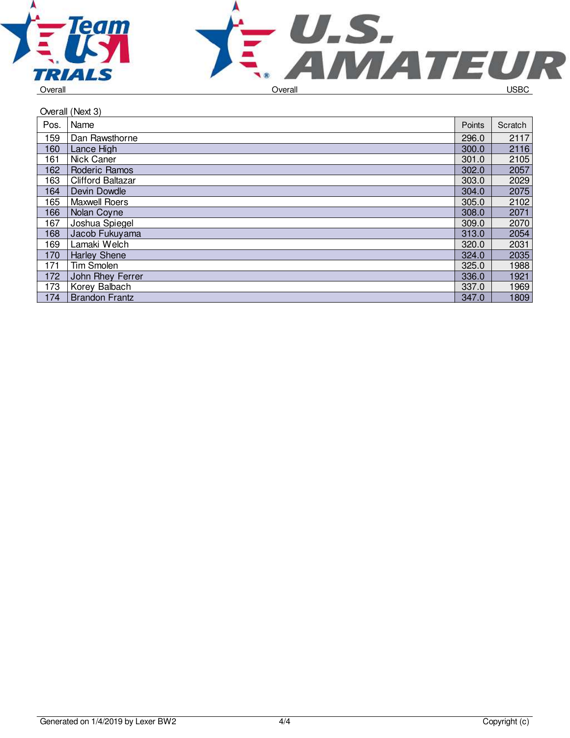Overall (Next 3)

| Pos. | Name | Points | Scratch |
|---|---|---|---|
| 159 | Dan Rawsthorne | 296.0 | 2117 |
| 160 | Lance High | 300.0 | 2116 |
| 161 | Nick Caner | 301.0 | 2105 |
| 162 | Roderic Ramos | 302.0 | 2057 |
| 163 | Clifford Baltazar | 303.0 | 2029 |
| 164 | Devin Dowdle | 304.0 | 2075 |
| 165 | Maxwell Roers | 305.0 | 2102 |
| 166 | Nolan Coyne | 308.0 | 2071 |
| 167 | Joshua Spiegel | 309.0 | 2070 |
| 168 | Jacob Fukuyama | 313.0 | 2054 |
| 169 | Lamaki Welch | 320.0 | 2031 |
| 170 | Harley Shene | 324.0 | 2035 |
| 171 | Tim Smolen | 325.0 | 1988 |
| 172 | John Rhey Ferrer | 336.0 | 1921 |
| 173 | Korey Balbach | 337.0 | 1969 |
| 174 | Brandon Frantz | 347.0 | 1809 |